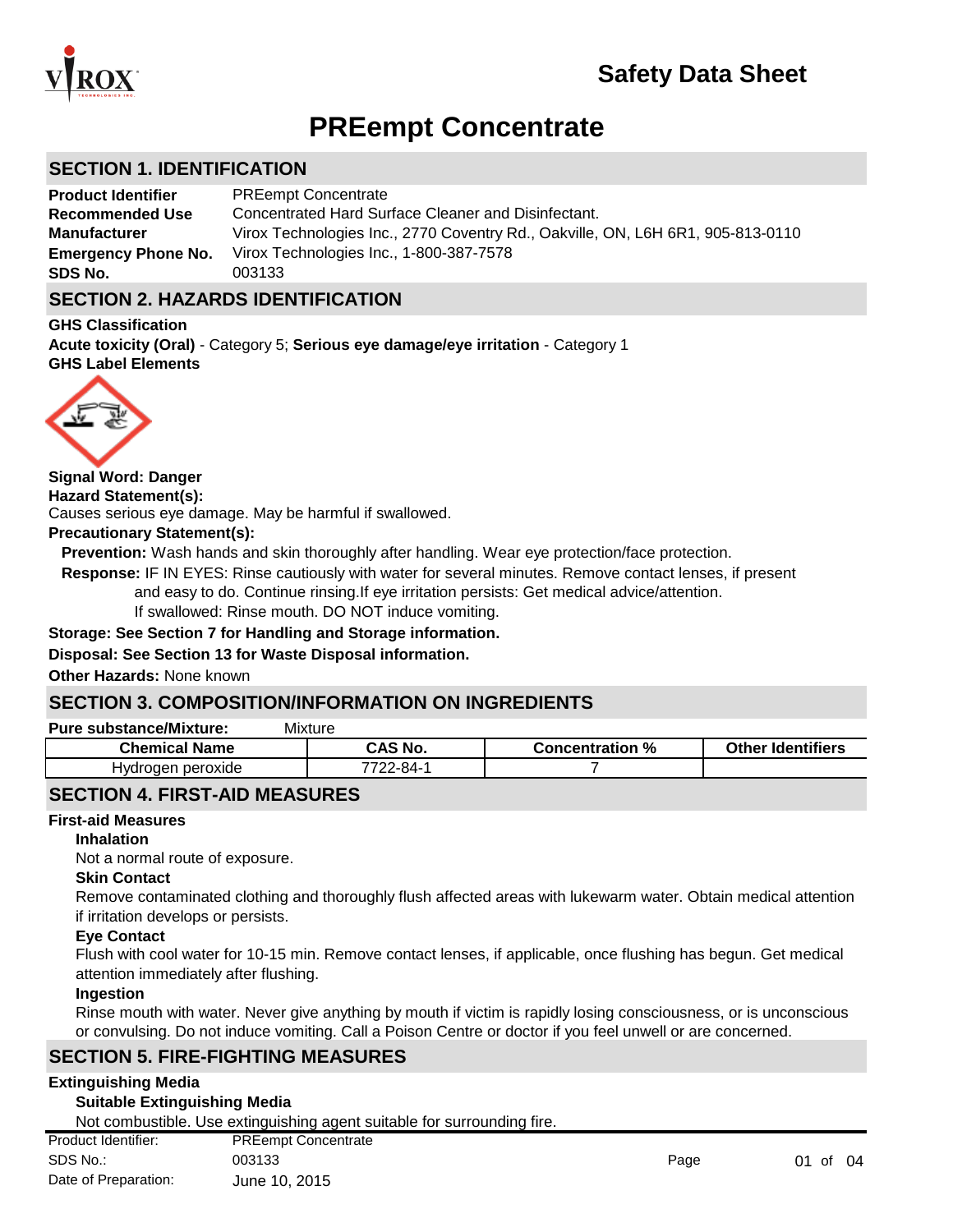# Safety Data Sheet

# PREempt Concentrate

## SECTION 1. IDENTIFICATION

**Product Identifier** PREempt Concentrate
**Recommended Use** Concentrated Hard Surface Cleaner and Disinfectant.
**Manufacturer** Virox Technologies Inc., 2770 Coventry Rd., Oakville, ON, L6H 6R1, 905-813-0110
**Emergency Phone No.** Virox Technologies Inc., 1-800-387-7578
**SDS No.** 003133

## SECTION 2. HAZARDS IDENTIFICATION

**GHS Classification**

**Acute toxicity (Oral)** - Category 5; **Serious eye damage/eye irritation** - Category 1

**GHS Label Elements**

**Signal Word: Danger**

**Hazard Statement(s):**

Causes serious eye damage. May be harmful if swallowed.

**Precautionary Statement(s):**

**Prevention:** Wash hands and skin thoroughly after handling. Wear eye protection/face protection.

**Response:** IF IN EYES: Rinse cautiously with water for several minutes. Remove contact lenses, if present and easy to do. Continue rinsing.If eye irritation persists: Get medical advice/attention.
If swallowed: Rinse mouth. DO NOT induce vomiting.

**Storage: See Section 7 for Handling and Storage information.**

**Disposal: See Section 13 for Waste Disposal information.**

**Other Hazards:** None known

## SECTION 3. COMPOSITION/INFORMATION ON INGREDIENTS

**Pure substance/Mixture:** Mixture

| Chemical Name | CAS No. | Concentration % | Other Identifiers |
|---|---|---|---|
| Hydrogen peroxide | 7722-84-1 | 7 | |

## SECTION 4. FIRST-AID MEASURES

**First-aid Measures**

**Inhalation**

Not a normal route of exposure.

**Skin Contact**

Remove contaminated clothing and thoroughly flush affected areas with lukewarm water. Obtain medical attention if irritation develops or persists.

**Eye Contact**

Flush with cool water for 10-15 min. Remove contact lenses, if applicable, once flushing has begun. Get medical attention immediately after flushing.

**Ingestion**

Rinse mouth with water. Never give anything by mouth if victim is rapidly losing consciousness, or is unconscious or convulsing. Do not induce vomiting. Call a Poison Centre or doctor if you feel unwell or are concerned.

## SECTION 5. FIRE-FIGHTING MEASURES

**Extinguishing Media**

**Suitable Extinguishing Media**

Not combustible. Use extinguishing agent suitable for surrounding fire.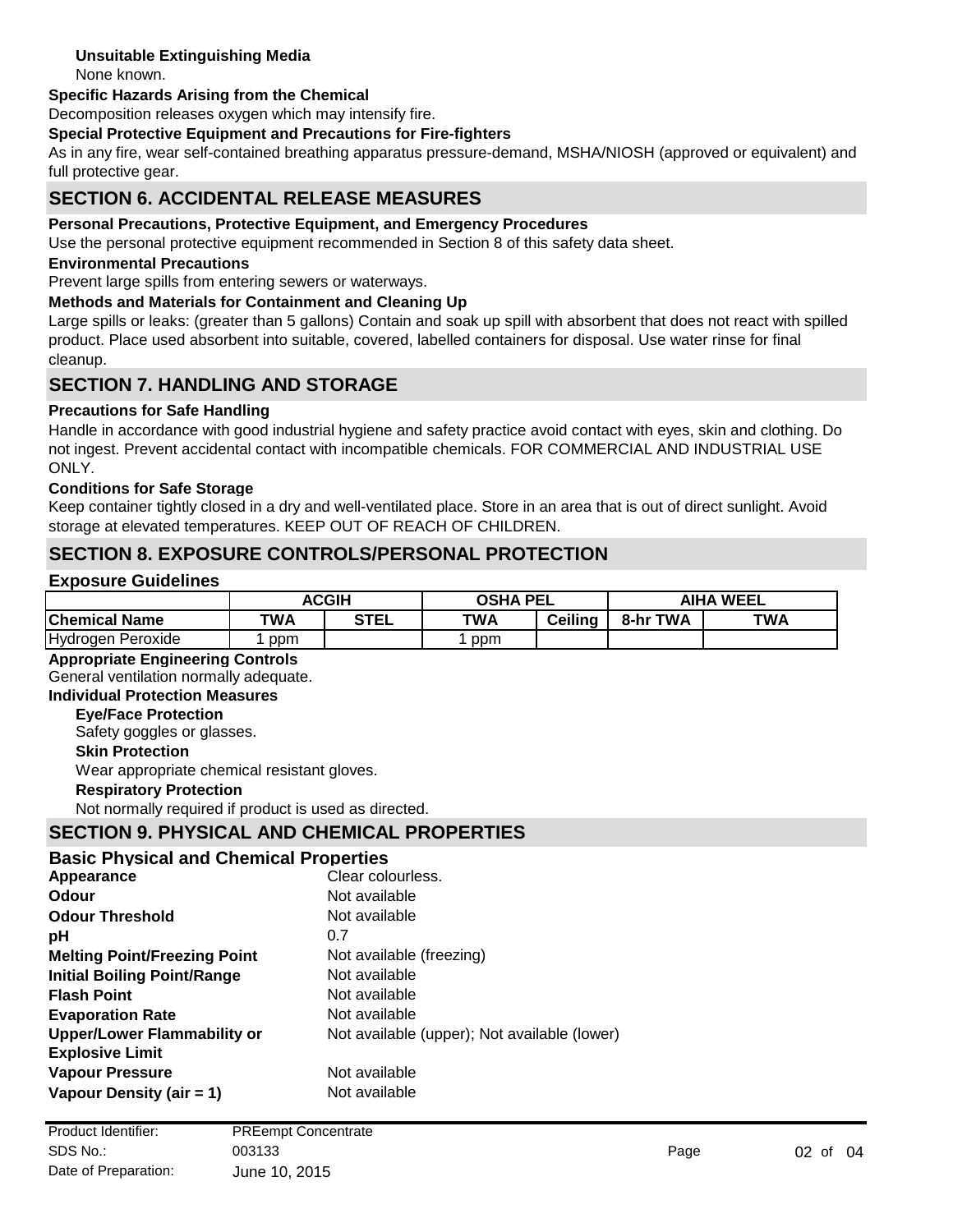**Unsuitable Extinguishing Media**

None known.

**Specific Hazards Arising from the Chemical**

Decomposition releases oxygen which may intensify fire.

**Special Protective Equipment and Precautions for Fire-fighters**

As in any fire, wear self-contained breathing apparatus pressure-demand, MSHA/NIOSH (approved or equivalent) and full protective gear.

## SECTION 6. ACCIDENTAL RELEASE MEASURES

**Personal Precautions, Protective Equipment, and Emergency Procedures**

Use the personal protective equipment recommended in Section 8 of this safety data sheet.

**Environmental Precautions**

Prevent large spills from entering sewers or waterways.

**Methods and Materials for Containment and Cleaning Up**

Large spills or leaks: (greater than 5 gallons) Contain and soak up spill with absorbent that does not react with spilled product. Place used absorbent into suitable, covered, labelled containers for disposal. Use water rinse for final cleanup.

## SECTION 7. HANDLING AND STORAGE

**Precautions for Safe Handling**

Handle in accordance with good industrial hygiene and safety practice avoid contact with eyes, skin and clothing. Do not ingest. Prevent accidental contact with incompatible chemicals. FOR COMMERCIAL AND INDUSTRIAL USE ONLY.

**Conditions for Safe Storage**

Keep container tightly closed in a dry and well-ventilated place. Store in an area that is out of direct sunlight. Avoid storage at elevated temperatures. KEEP OUT OF REACH OF CHILDREN.

## SECTION 8. EXPOSURE CONTROLS/PERSONAL PROTECTION

**Exposure Guidelines**

| | ACGIH | | OSHA PEL | | AIHA WEEL | |
|---|---|---|---|---|---|---|
| **Chemical Name** | **TWA** | **STEL** | **TWA** | **Ceiling** | **8-hr TWA** | **TWA** |
| Hydrogen Peroxide | 1 ppm | | 1 ppm | | | |

**Appropriate Engineering Controls**

General ventilation normally adequate.

**Individual Protection Measures**

**Eye/Face Protection**

Safety goggles or glasses.

**Skin Protection**

Wear appropriate chemical resistant gloves.

**Respiratory Protection**

Not normally required if product is used as directed.

## SECTION 9. PHYSICAL AND CHEMICAL PROPERTIES

**Basic Physical and Chemical Properties**

| | |
|---|---|
| **Appearance** | Clear colourless. |
| **Odour** | Not available |
| **Odour Threshold** | Not available |
| **pH** | 0.7 |
| **Melting Point/Freezing Point** | Not available (freezing) |
| **Initial Boiling Point/Range** | Not available |
| **Flash Point** | Not available |
| **Evaporation Rate** | Not available |
| **Upper/Lower Flammability or Explosive Limit** | Not available (upper); Not available (lower) |
| **Vapour Pressure** | Not available |
| **Vapour Density (air = 1)** | Not available |

Product Identifier: PREempt Concentrate
SDS No.: 003133
Date of Preparation: June 10, 2015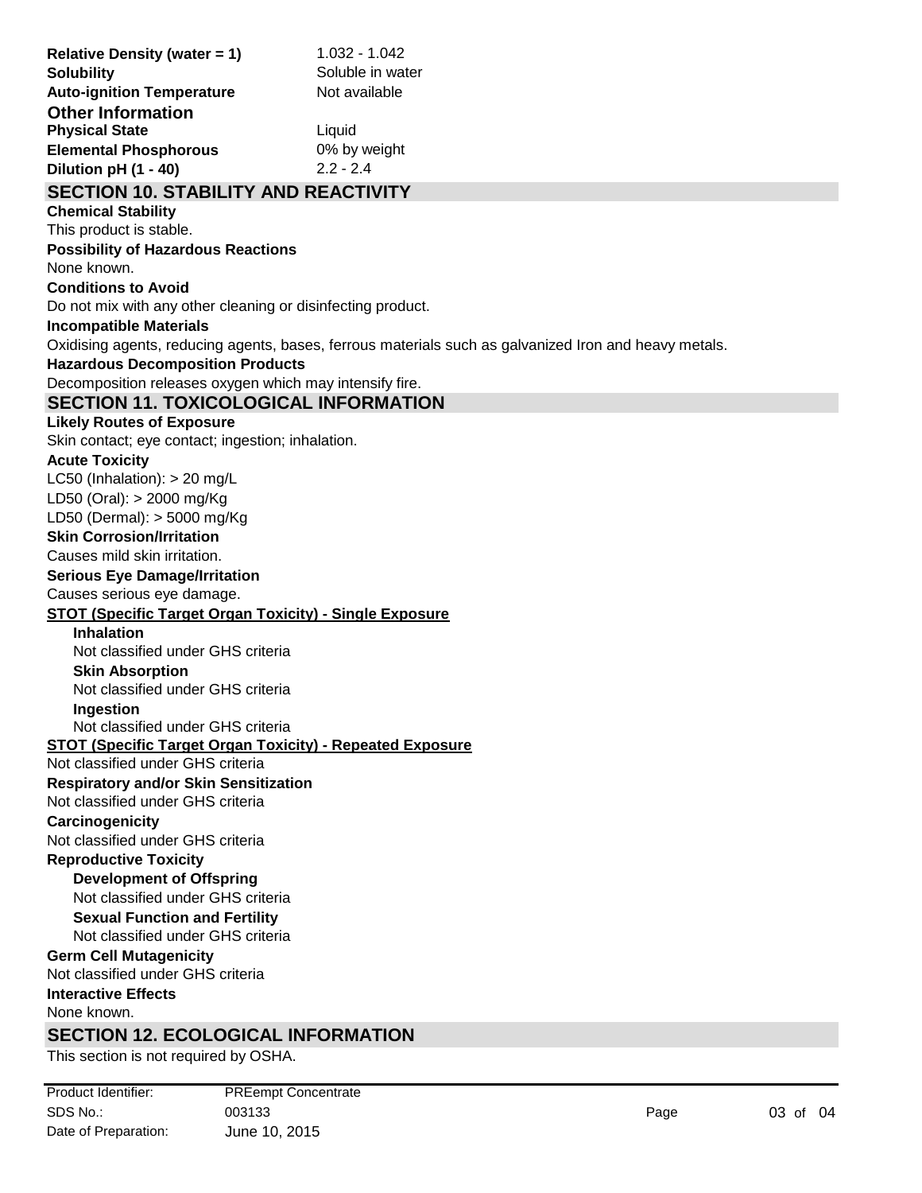| | |
|---|---|
| **Relative Density (water = 1)** | 1.032 - 1.042 |
| **Solubility** | Soluble in water |
| **Auto-ignition Temperature** | Not available |

### Other Information

| | |
|---|---|
| **Physical State** | Liquid |
| **Elemental Phosphorous** | 0% by weight |
| **Dilution pH (1 - 40)** | 2.2 - 2.4 |

## SECTION 10. STABILITY AND REACTIVITY

**Chemical Stability**

This product is stable.

**Possibility of Hazardous Reactions**

None known.

**Conditions to Avoid**

Do not mix with any other cleaning or disinfecting product.

**Incompatible Materials**

Oxidising agents, reducing agents, bases, ferrous materials such as galvanized Iron and heavy metals.

**Hazardous Decomposition Products**

Decomposition releases oxygen which may intensify fire.

## SECTION 11. TOXICOLOGICAL INFORMATION

**Likely Routes of Exposure**

Skin contact; eye contact; ingestion; inhalation.

**Acute Toxicity**

LC50 (Inhalation): > 20 mg/L

LD50 (Oral): > 2000 mg/Kg

LD50 (Dermal): > 5000 mg/Kg

**Skin Corrosion/Irritation**

Causes mild skin irritation.

**Serious Eye Damage/Irritation**

Causes serious eye damage.

**STOT (Specific Target Organ Toxicity) - Single Exposure**

**Inhalation**

Not classified under GHS criteria

**Skin Absorption**

Not classified under GHS criteria

**Ingestion**

Not classified under GHS criteria

**STOT (Specific Target Organ Toxicity) - Repeated Exposure**

Not classified under GHS criteria

**Respiratory and/or Skin Sensitization**

Not classified under GHS criteria

**Carcinogenicity**

Not classified under GHS criteria

**Reproductive Toxicity**

**Development of Offspring**

Not classified under GHS criteria

**Sexual Function and Fertility**

Not classified under GHS criteria

**Germ Cell Mutagenicity**

Not classified under GHS criteria

**Interactive Effects**

None known.

## SECTION 12. ECOLOGICAL INFORMATION

This section is not required by OSHA.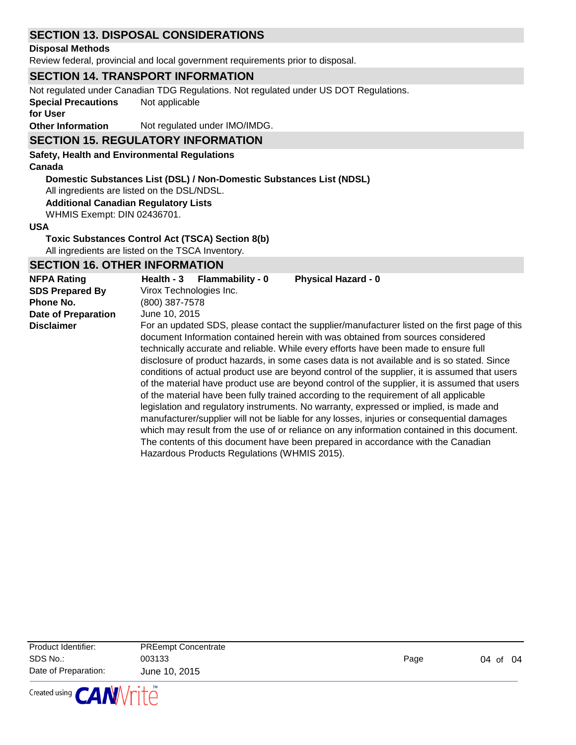## SECTION 13. DISPOSAL CONSIDERATIONS

**Disposal Methods**

Review federal, provincial and local government requirements prior to disposal.

## SECTION 14. TRANSPORT INFORMATION

Not regulated under Canadian TDG Regulations. Not regulated under US DOT Regulations.

**Special Precautions for User** Not applicable

**Other Information** Not regulated under IMO/IMDG.

## SECTION 15. REGULATORY INFORMATION

**Safety, Health and Environmental Regulations**

**Canada**

**Domestic Substances List (DSL) / Non-Domestic Substances List (NDSL)**

All ingredients are listed on the DSL/NDSL.

**Additional Canadian Regulatory Lists**

WHMIS Exempt: DIN 02436701.

**USA**

**Toxic Substances Control Act (TSCA) Section 8(b)**

All ingredients are listed on the TSCA Inventory.

## SECTION 16. OTHER INFORMATION

**NFPA Rating** **Health - 3** **Flammability - 0** **Physical Hazard - 0**

**SDS Prepared By** Virox Technologies Inc.

**Phone No.** (800) 387-7578

**Date of Preparation** June 10, 2015

**Disclaimer** For an updated SDS, please contact the supplier/manufacturer listed on the first page of this document Information contained herein with was obtained from sources considered technically accurate and reliable. While every efforts have been made to ensure full disclosure of product hazards, in some cases data is not available and is so stated. Since conditions of actual product use are beyond control of the supplier, it is assumed that users of the material have product use are beyond control of the supplier, it is assumed that users of the material have been fully trained according to the requirement of all applicable legislation and regulatory instruments. No warranty, expressed or implied, is made and manufacturer/supplier will not be liable for any losses, injuries or consequential damages which may result from the use of or reliance on any information contained in this document. The contents of this document have been prepared in accordance with the Canadian Hazardous Products Regulations (WHMIS 2015).